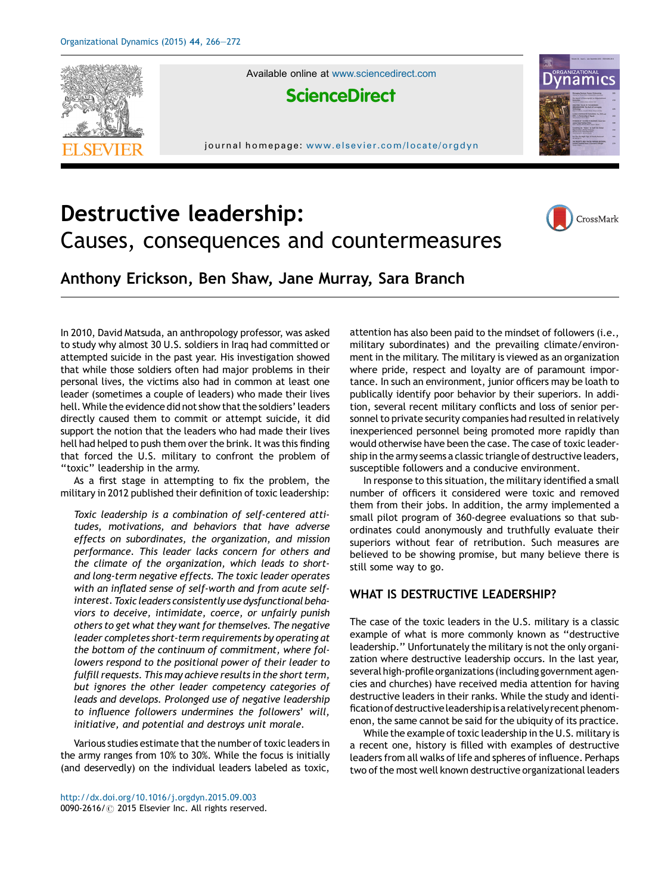# Destructive leadership: Causes, consequences and countermeasures

**Anthony Erickson, Ben Shaw, Jane Murray, Sara Branch**

In 2010, David Matsuda, an anthropology professor, was asked to study why almost 30 U.S. soldiers in Iraq had committed or attempted suicide in the past year. His investigation showed that while those soldiers often had major problems in their personal lives, the victims also had in common at least one leader (sometimes a couple of leaders) who made their lives hell. While the evidence did not show that the soldiers' leaders directly caused them to commit or attempt suicide, it did support the notion that the leaders who had made their lives hell had helped to push them over the brink. It was this finding that forced the U.S. military to confront the problem of "toxic" leadership in the army.

As a first stage in attempting to fix the problem, the military in 2012 published their definition of toxic leadership:

> *Toxic leadership is a combination of self-centered attitudes, motivations, and behaviors that have adverse effects on subordinates, the organization, and mission performance. This leader lacks concern for others and the climate of the organization, which leads to short- and long-term negative effects. The toxic leader operates with an inflated sense of self-worth and from acute self-interest. Toxic leaders consistently use dysfunctional behaviors to deceive, intimidate, coerce, or unfairly punish others to get what they want for themselves. The negative leader completes short-term requirements by operating at the bottom of the continuum of commitment, where followers respond to the positional power of their leader to fulfill requests. This may achieve results in the short term, but ignores the other leader competency categories of leads and develops. Prolonged use of negative leadership to influence followers undermines the followers' will, initiative, and potential and destroys unit morale.*

Various studies estimate that the number of toxic leaders in the army ranges from 10% to 30%. While the focus is initially (and deservedly) on the individual leaders labeled as toxic, attention has also been paid to the mindset of followers (i.e., military subordinates) and the prevailing climate/environment in the military. The military is viewed as an organization where pride, respect and loyalty are of paramount importance. In such an environment, junior officers may be loath to publically identify poor behavior by their superiors. In addition, several recent military conflicts and loss of senior personnel to private security companies had resulted in relatively inexperienced personnel being promoted more rapidly than would otherwise have been the case. The case of toxic leadership in the army seems a classic triangle of destructive leaders, susceptible followers and a conducive environment.

In response to this situation, the military identified a small number of officers it considered were toxic and removed them from their jobs. In addition, the army implemented a small pilot program of 360-degree evaluations so that subordinates could anonymously and truthfully evaluate their superiors without fear of retribution. Such measures are believed to be showing promise, but many believe there is still some way to go.

## WHAT IS DESTRUCTIVE LEADERSHIP?

The case of the toxic leaders in the U.S. military is a classic example of what is more commonly known as "destructive leadership." Unfortunately the military is not the only organization where destructive leadership occurs. In the last year, several high-profile organizations (including government agencies and churches) have received media attention for having destructive leaders in their ranks. While the study and identification of destructive leadership is a relatively recent phenomenon, the same cannot be said for the ubiquity of its practice.

While the example of toxic leadership in the U.S. military is a recent one, history is filled with examples of destructive leaders from all walks of life and spheres of influence. Perhaps two of the most well known destructive organizational leaders

http://dx.doi.org/10.1016/j.orgdyn.2015.09.003
0090-2616/© 2015 Elsevier Inc. All rights reserved.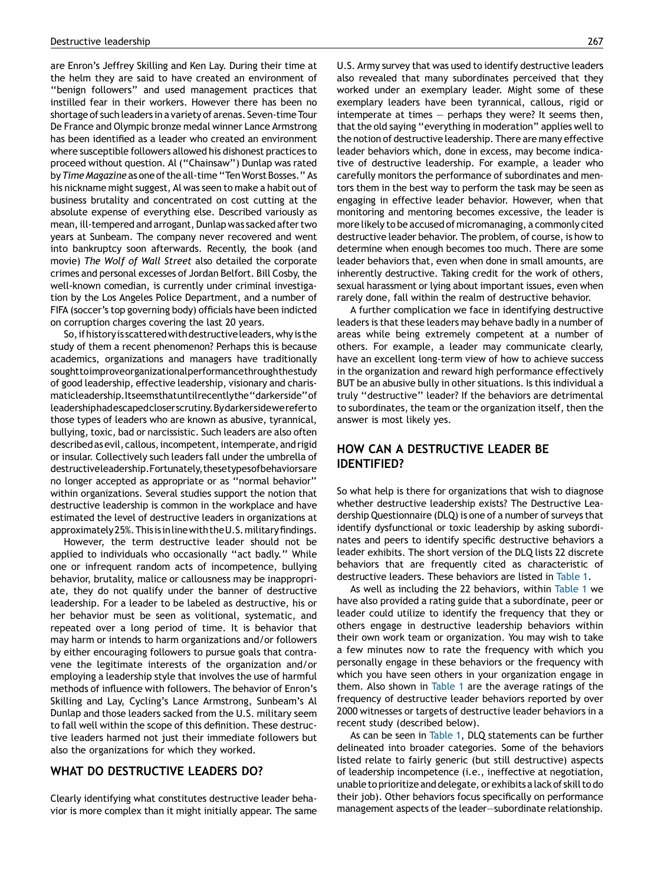are Enron's Jeffrey Skilling and Ken Lay. During their time at the helm they are said to have created an environment of ''benign followers'' and used management practices that instilled fear in their workers. However there has been no shortage of such leaders in a variety of arenas. Seven-time Tour De France and Olympic bronze medal winner Lance Armstrong has been identified as a leader who created an environment where susceptible followers allowed his dishonest practices to proceed without question. Al (''Chainsaw'') Dunlap was rated by *Time Magazine* as one of the all-time ''Ten Worst Bosses.'' As his nickname might suggest, Al was seen to make a habit out of business brutality and concentrated on cost cutting at the absolute expense of everything else. Described variously as mean, ill-tempered and arrogant, Dunlap was sacked after two years at Sunbeam. The company never recovered and went into bankruptcy soon afterwards. Recently, the book (and movie) *The Wolf of Wall Street* also detailed the corporate crimes and personal excesses of Jordan Belfort. Bill Cosby, the well-known comedian, is currently under criminal investigation by the Los Angeles Police Department, and a number of FIFA (soccer's top governing body) officials have been indicted on corruption charges covering the last 20 years.

So, if history is scattered with destructive leaders, why is the study of them a recent phenomenon? Perhaps this is because academics, organizations and managers have traditionally sought to improve organizational performance through the study of good leadership, effective leadership, visionary and charismatic leadership. It seems that until recently the ''darker side'' of leadership had escaped closer scrutiny. By darker side we refer to those types of leaders who are known as abusive, tyrannical, bullying, toxic, bad or narcissistic. Such leaders are also often described as evil, callous, incompetent, intemperate, and rigid or insular. Collectively such leaders fall under the umbrella of destructive leadership. Fortunately, these types of behaviors are no longer accepted as appropriate or as ''normal behavior'' within organizations. Several studies support the notion that destructive leadership is common in the workplace and have estimated the level of destructive leaders in organizations at approximately 25%. This is in line with the U.S. military findings.

However, the term destructive leader should not be applied to individuals who occasionally ''act badly.'' While one or infrequent random acts of incompetence, bullying behavior, brutality, malice or callousness may be inappropriate, they do not qualify under the banner of destructive leadership. For a leader to be labeled as destructive, his or her behavior must be seen as volitional, systematic, and repeated over a long period of time. It is behavior that may harm or intends to harm organizations and/or followers by either encouraging followers to pursue goals that contravene the legitimate interests of the organization and/or employing a leadership style that involves the use of harmful methods of influence with followers. The behavior of Enron's Skilling and Lay, Cycling's Lance Armstrong, Sunbeam's Al Dunlap and those leaders sacked from the U.S. military seem to fall well within the scope of this definition. These destructive leaders harmed not just their immediate followers but also the organizations for which they worked.

## WHAT DO DESTRUCTIVE LEADERS DO?

Clearly identifying what constitutes destructive leader behavior is more complex than it might initially appear. The same U.S. Army survey that was used to identify destructive leaders also revealed that many subordinates perceived that they worked under an exemplary leader. Might some of these exemplary leaders have been tyrannical, callous, rigid or intemperate at times — perhaps they were? It seems then, that the old saying ''everything in moderation'' applies well to the notion of destructive leadership. There are many effective leader behaviors which, done in excess, may become indicative of destructive leadership. For example, a leader who carefully monitors the performance of subordinates and mentors them in the best way to perform the task may be seen as engaging in effective leader behavior. However, when that monitoring and mentoring becomes excessive, the leader is more likely to be accused of micromanaging, a commonly cited destructive leader behavior. The problem, of course, is how to determine when enough becomes too much. There are some leader behaviors that, even when done in small amounts, are inherently destructive. Taking credit for the work of others, sexual harassment or lying about important issues, even when rarely done, fall within the realm of destructive behavior.

A further complication we face in identifying destructive leaders is that these leaders may behave badly in a number of areas while being extremely competent at a number of others. For example, a leader may communicate clearly, have an excellent long-term view of how to achieve success in the organization and reward high performance effectively BUT be an abusive bully in other situations. Is this individual a truly ''destructive'' leader? If the behaviors are detrimental to subordinates, the team or the organization itself, then the answer is most likely yes.

## HOW CAN A DESTRUCTIVE LEADER BE IDENTIFIED?

So what help is there for organizations that wish to diagnose whether destructive leadership exists? The Destructive Leadership Questionnaire (DLQ) is one of a number of surveys that identify dysfunctional or toxic leadership by asking subordinates and peers to identify specific destructive behaviors a leader exhibits. The short version of the DLQ lists 22 discrete behaviors that are frequently cited as characteristic of destructive leaders. These behaviors are listed in Table 1.

As well as including the 22 behaviors, within Table 1 we have also provided a rating guide that a subordinate, peer or leader could utilize to identify the frequency that they or others engage in destructive leadership behaviors within their own work team or organization. You may wish to take a few minutes now to rate the frequency with which you personally engage in these behaviors or the frequency with which you have seen others in your organization engage in them. Also shown in Table 1 are the average ratings of the frequency of destructive leader behaviors reported by over 2000 witnesses or targets of destructive leader behaviors in a recent study (described below).

As can be seen in Table 1, DLQ statements can be further delineated into broader categories. Some of the behaviors listed relate to fairly generic (but still destructive) aspects of leadership incompetence (i.e., ineffective at negotiation, unable to prioritize and delegate, or exhibits a lack of skill to do their job). Other behaviors focus specifically on performance management aspects of the leader—subordinate relationship.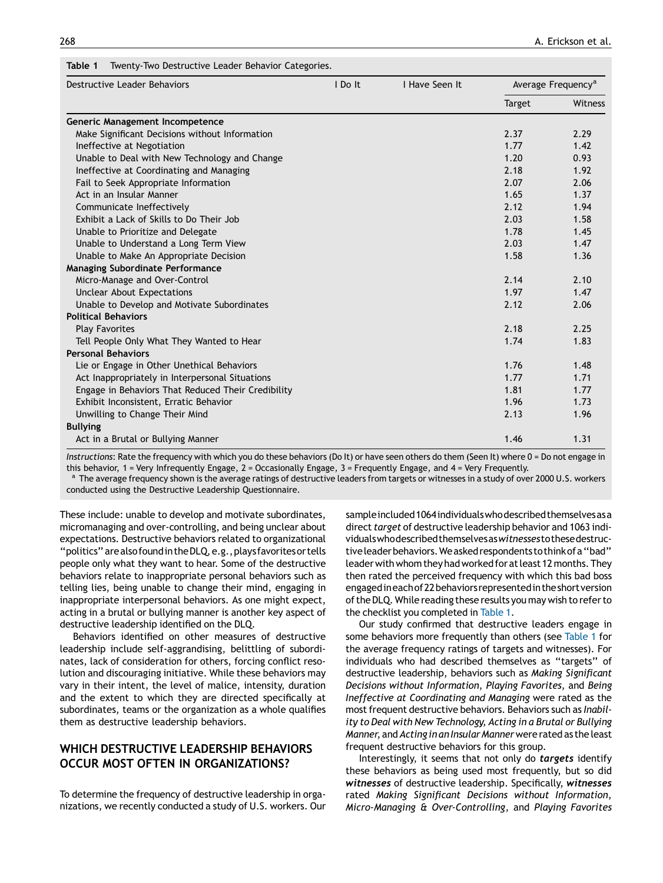**Table 1** Twenty-Two Destructive Leader Behavior Categories.

| Destructive Leader Behaviors | I Do It | I Have Seen It | Average Frequency[a] | |
|---|---|---|---|---|
| | | | Target | Witness |
| **Generic Management Incompetence** | | | | |
| Make Significant Decisions without Information | | | 2.37 | 2.29 |
| Ineffective at Negotiation | | | 1.77 | 1.42 |
| Unable to Deal with New Technology and Change | | | 1.20 | 0.93 |
| Ineffective at Coordinating and Managing | | | 2.18 | 1.92 |
| Fail to Seek Appropriate Information | | | 2.07 | 2.06 |
| Act in an Insular Manner | | | 1.65 | 1.37 |
| Communicate Ineffectively | | | 2.12 | 1.94 |
| Exhibit a Lack of Skills to Do Their Job | | | 2.03 | 1.58 |
| Unable to Prioritize and Delegate | | | 1.78 | 1.45 |
| Unable to Understand a Long Term View | | | 2.03 | 1.47 |
| Unable to Make An Appropriate Decision | | | 1.58 | 1.36 |
| **Managing Subordinate Performance** | | | | |
| Micro-Manage and Over-Control | | | 2.14 | 2.10 |
| Unclear About Expectations | | | 1.97 | 1.47 |
| Unable to Develop and Motivate Subordinates | | | 2.12 | 2.06 |
| **Political Behaviors** | | | | |
| Play Favorites | | | 2.18 | 2.25 |
| Tell People Only What They Wanted to Hear | | | 1.74 | 1.83 |
| **Personal Behaviors** | | | | |
| Lie or Engage in Other Unethical Behaviors | | | 1.76 | 1.48 |
| Act Inappropriately in Interpersonal Situations | | | 1.77 | 1.71 |
| Engage in Behaviors That Reduced Their Credibility | | | 1.81 | 1.77 |
| Exhibit Inconsistent, Erratic Behavior | | | 1.96 | 1.73 |
| Unwilling to Change Their Mind | | | 2.13 | 1.96 |
| **Bullying** | | | | |
| Act in a Brutal or Bullying Manner | | | 1.46 | 1.31 |

*Instructions*: Rate the frequency with which you do these behaviors (Do It) or have seen others do them (Seen It) where 0 = Do not engage in this behavior, 1 = Very Infrequently Engage, 2 = Occasionally Engage, 3 = Frequently Engage, and 4 = Very Frequently.

[a] The average frequency shown is the average ratings of destructive leaders from targets or witnesses in a study of over 2000 U.S. workers conducted using the Destructive Leadership Questionnaire.

These include: unable to develop and motivate subordinates, micromanaging and over-controlling, and being unclear about expectations. Destructive behaviors related to organizational "politics" are also found in the DLQ, e.g., plays favorites or tells people only what they want to hear. Some of the destructive behaviors relate to inappropriate personal behaviors such as telling lies, being unable to change their mind, engaging in inappropriate interpersonal behaviors. As one might expect, acting in a brutal or bullying manner is another key aspect of destructive leadership identified on the DLQ.

Behaviors identified on other measures of destructive leadership include self-aggrandising, belittling of subordinates, lack of consideration for others, forcing conflict resolution and discouraging initiative. While these behaviors may vary in their intent, the level of malice, intensity, duration and the extent to which they are directed specifically at subordinates, teams or the organization as a whole qualifies them as destructive leadership behaviors.

## WHICH DESTRUCTIVE LEADERSHIP BEHAVIORS OCCUR MOST OFTEN IN ORGANIZATIONS?

To determine the frequency of destructive leadership in organizations, we recently conducted a study of U.S. workers. Our sample included 1064 individuals who described themselves as a direct *target* of destructive leadership behavior and 1063 individuals who described themselves as *witnesses* to these destructive leader behaviors. We asked respondents to think of a "bad" leader with whom they had worked for at least 12 months. They then rated the perceived frequency with which this bad boss engaged in each of 22 behaviors represented in the short version of the DLQ. While reading these results you may wish to refer to the checklist you completed in Table 1.

Our study confirmed that destructive leaders engage in some behaviors more frequently than others (see Table 1 for the average frequency ratings of targets and witnesses). For individuals who had described themselves as "targets" of destructive leadership, behaviors such as *Making Significant Decisions without Information*, *Playing Favorites*, and *Being Ineffective at Coordinating and Managing* were rated as the most frequent destructive behaviors. Behaviors such as *Inability to Deal with New Technology*, *Acting in a Brutal or Bullying Manner*, and *Acting in an Insular Manner* were rated as the least frequent destructive behaviors for this group.

Interestingly, it seems that not only do ***targets*** identify these behaviors as being used most frequently, but so did ***witnesses*** of destructive leadership. Specifically, ***witnesses*** rated *Making Significant Decisions without Information*, *Micro-Managing & Over-Controlling*, and *Playing Favorites*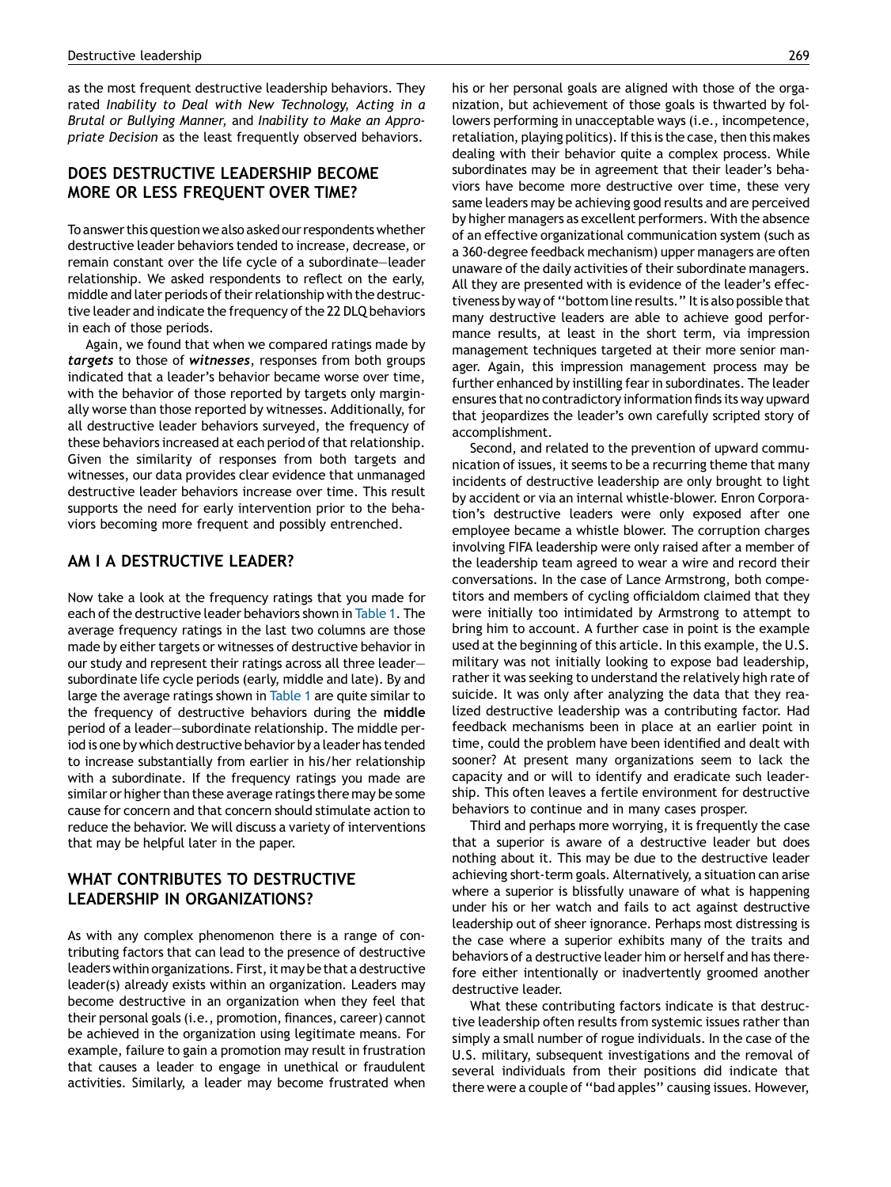as the most frequent destructive leadership behaviors. They rated *Inability to Deal with New Technology, Acting in a Brutal or Bullying Manner,* and *Inability to Make an Appropriate Decision* as the least frequently observed behaviors.

## DOES DESTRUCTIVE LEADERSHIP BECOME MORE OR LESS FREQUENT OVER TIME?

To answer this question we also asked our respondents whether destructive leader behaviors tended to increase, decrease, or remain constant over the life cycle of a subordinate—leader relationship. We asked respondents to reflect on the early, middle and later periods of their relationship with the destructive leader and indicate the frequency of the 22 DLQ behaviors in each of those periods.

Again, we found that when we compared ratings made by ***targets*** to those of ***witnesses***, responses from both groups indicated that a leader's behavior became worse over time, with the behavior of those reported by targets only marginally worse than those reported by witnesses. Additionally, for all destructive leader behaviors surveyed, the frequency of these behaviors increased at each period of that relationship. Given the similarity of responses from both targets and witnesses, our data provides clear evidence that unmanaged destructive leader behaviors increase over time. This result supports the need for early intervention prior to the behaviors becoming more frequent and possibly entrenched.

## AM I A DESTRUCTIVE LEADER?

Now take a look at the frequency ratings that you made for each of the destructive leader behaviors shown in Table 1. The average frequency ratings in the last two columns are those made by either targets or witnesses of destructive behavior in our study and represent their ratings across all three leader—subordinate life cycle periods (early, middle and late). By and large the average ratings shown in Table 1 are quite similar to the frequency of destructive behaviors during the **middle** period of a leader—subordinate relationship. The middle period is one by which destructive behavior by a leader has tended to increase substantially from earlier in his/her relationship with a subordinate. If the frequency ratings you made are similar or higher than these average ratings there may be some cause for concern and that concern should stimulate action to reduce the behavior. We will discuss a variety of interventions that may be helpful later in the paper.

## WHAT CONTRIBUTES TO DESTRUCTIVE LEADERSHIP IN ORGANIZATIONS?

As with any complex phenomenon there is a range of contributing factors that can lead to the presence of destructive leaders within organizations. First, it may be that a destructive leader(s) already exists within an organization. Leaders may become destructive in an organization when they feel that their personal goals (i.e., promotion, finances, career) cannot be achieved in the organization using legitimate means. For example, failure to gain a promotion may result in frustration that causes a leader to engage in unethical or fraudulent activities. Similarly, a leader may become frustrated when his or her personal goals are aligned with those of the organization, but achievement of those goals is thwarted by followers performing in unacceptable ways (i.e., incompetence, retaliation, playing politics). If this is the case, then this makes dealing with their behavior quite a complex process. While subordinates may be in agreement that their leader's behaviors have become more destructive over time, these very same leaders may be achieving good results and are perceived by higher managers as excellent performers. With the absence of an effective organizational communication system (such as a 360-degree feedback mechanism) upper managers are often unaware of the daily activities of their subordinate managers. All they are presented with is evidence of the leader's effectiveness by way of "bottom line results." It is also possible that many destructive leaders are able to achieve good performance results, at least in the short term, via impression management techniques targeted at their more senior manager. Again, this impression management process may be further enhanced by instilling fear in subordinates. The leader ensures that no contradictory information finds its way upward that jeopardizes the leader's own carefully scripted story of accomplishment.

Second, and related to the prevention of upward communication of issues, it seems to be a recurring theme that many incidents of destructive leadership are only brought to light by accident or via an internal whistle-blower. Enron Corporation's destructive leaders were only exposed after one employee became a whistle blower. The corruption charges involving FIFA leadership were only raised after a member of the leadership team agreed to wear a wire and record their conversations. In the case of Lance Armstrong, both competitors and members of cycling officialdom claimed that they were initially too intimidated by Armstrong to attempt to bring him to account. A further case in point is the example used at the beginning of this article. In this example, the U.S. military was not initially looking to expose bad leadership, rather it was seeking to understand the relatively high rate of suicide. It was only after analyzing the data that they realized destructive leadership was a contributing factor. Had feedback mechanisms been in place at an earlier point in time, could the problem have been identified and dealt with sooner? At present many organizations seem to lack the capacity and or will to identify and eradicate such leadership. This often leaves a fertile environment for destructive behaviors to continue and in many cases prosper.

Third and perhaps more worrying, it is frequently the case that a superior is aware of a destructive leader but does nothing about it. This may be due to the destructive leader achieving short-term goals. Alternatively, a situation can arise where a superior is blissfully unaware of what is happening under his or her watch and fails to act against destructive leadership out of sheer ignorance. Perhaps most distressing is the case where a superior exhibits many of the traits and behaviors of a destructive leader him or herself and has therefore either intentionally or inadvertently groomed another destructive leader.

What these contributing factors indicate is that destructive leadership often results from systemic issues rather than simply a small number of rogue individuals. In the case of the U.S. military, subsequent investigations and the removal of several individuals from their positions did indicate that there were a couple of "bad apples" causing issues. However,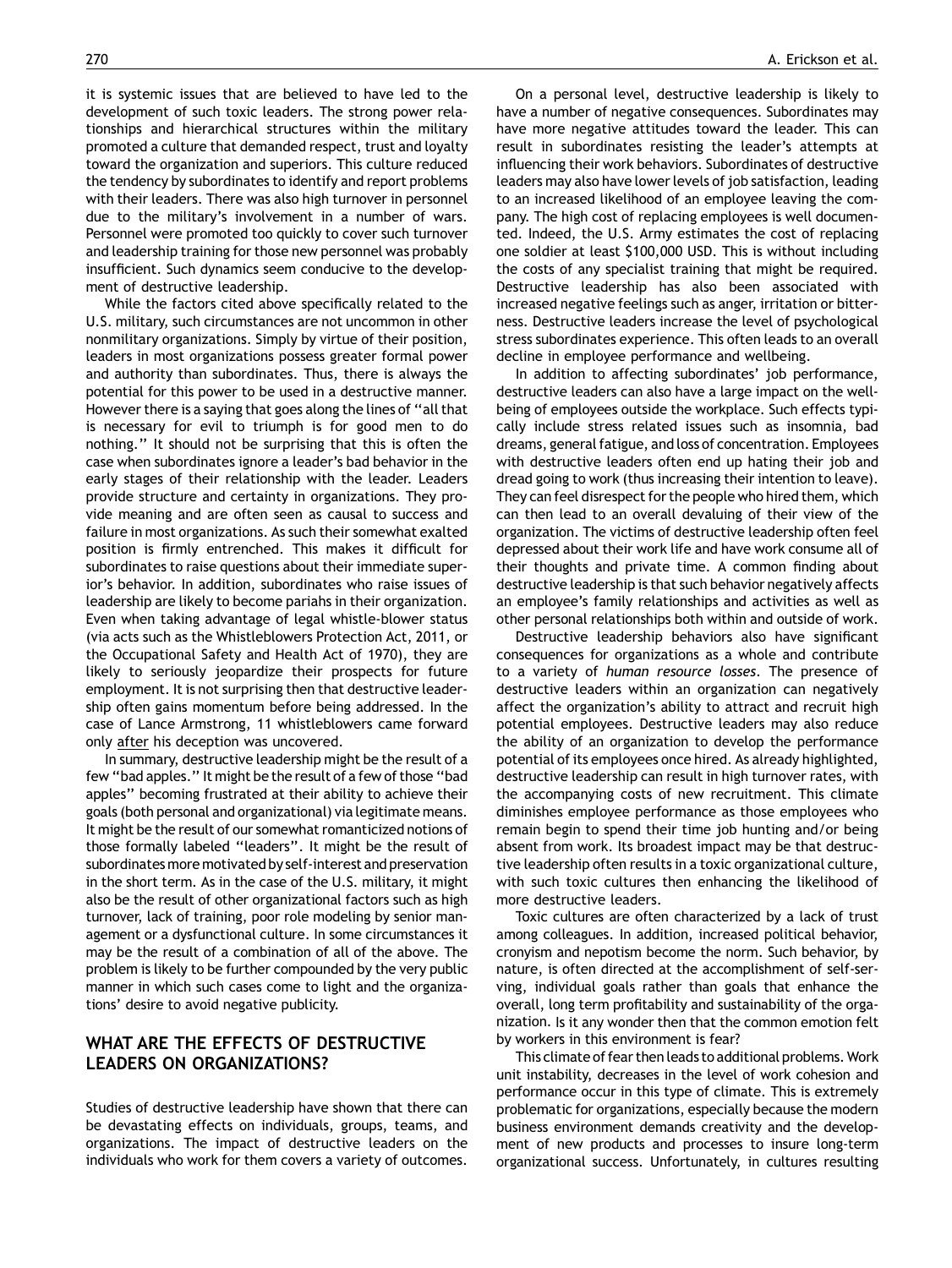it is systemic issues that are believed to have led to the development of such toxic leaders. The strong power relationships and hierarchical structures within the military promoted a culture that demanded respect, trust and loyalty toward the organization and superiors. This culture reduced the tendency by subordinates to identify and report problems with their leaders. There was also high turnover in personnel due to the military's involvement in a number of wars. Personnel were promoted too quickly to cover such turnover and leadership training for those new personnel was probably insufficient. Such dynamics seem conducive to the development of destructive leadership.

While the factors cited above specifically related to the U.S. military, such circumstances are not uncommon in other nonmilitary organizations. Simply by virtue of their position, leaders in most organizations possess greater formal power and authority than subordinates. Thus, there is always the potential for this power to be used in a destructive manner. However there is a saying that goes along the lines of "all that is necessary for evil to triumph is for good men to do nothing." It should not be surprising that this is often the case when subordinates ignore a leader's bad behavior in the early stages of their relationship with the leader. Leaders provide structure and certainty in organizations. They provide meaning and are often seen as causal to success and failure in most organizations. As such their somewhat exalted position is firmly entrenched. This makes it difficult for subordinates to raise questions about their immediate superior's behavior. In addition, subordinates who raise issues of leadership are likely to become pariahs in their organization. Even when taking advantage of legal whistle-blower status (via acts such as the Whistleblowers Protection Act, 2011, or the Occupational Safety and Health Act of 1970), they are likely to seriously jeopardize their prospects for future employment. It is not surprising then that destructive leadership often gains momentum before being addressed. In the case of Lance Armstrong, 11 whistleblowers came forward only <u>after</u> his deception was uncovered.

In summary, destructive leadership might be the result of a few "bad apples." It might be the result of a few of those "bad apples" becoming frustrated at their ability to achieve their goals (both personal and organizational) via legitimate means. It might be the result of our somewhat romanticized notions of those formally labeled "leaders". It might be the result of subordinates more motivated by self-interest and preservation in the short term. As in the case of the U.S. military, it might also be the result of other organizational factors such as high turnover, lack of training, poor role modeling by senior management or a dysfunctional culture. In some circumstances it may be the result of a combination of all of the above. The problem is likely to be further compounded by the very public manner in which such cases come to light and the organizations' desire to avoid negative publicity.

## WHAT ARE THE EFFECTS OF DESTRUCTIVE LEADERS ON ORGANIZATIONS?

Studies of destructive leadership have shown that there can be devastating effects on individuals, groups, teams, and organizations. The impact of destructive leaders on the individuals who work for them covers a variety of outcomes.

On a personal level, destructive leadership is likely to have a number of negative consequences. Subordinates may have more negative attitudes toward the leader. This can result in subordinates resisting the leader's attempts at influencing their work behaviors. Subordinates of destructive leaders may also have lower levels of job satisfaction, leading to an increased likelihood of an employee leaving the company. The high cost of replacing employees is well documented. Indeed, the U.S. Army estimates the cost of replacing one soldier at least \$100,000 USD. This is without including the costs of any specialist training that might be required. Destructive leadership has also been associated with increased negative feelings such as anger, irritation or bitterness. Destructive leaders increase the level of psychological stress subordinates experience. This often leads to an overall decline in employee performance and wellbeing.

In addition to affecting subordinates' job performance, destructive leaders can also have a large impact on the wellbeing of employees outside the workplace. Such effects typically include stress related issues such as insomnia, bad dreams, general fatigue, and loss of concentration. Employees with destructive leaders often end up hating their job and dread going to work (thus increasing their intention to leave). They can feel disrespect for the people who hired them, which can then lead to an overall devaluing of their view of the organization. The victims of destructive leadership often feel depressed about their work life and have work consume all of their thoughts and private time. A common finding about destructive leadership is that such behavior negatively affects an employee's family relationships and activities as well as other personal relationships both within and outside of work.

Destructive leadership behaviors also have significant consequences for organizations as a whole and contribute to a variety of *human resource losses*. The presence of destructive leaders within an organization can negatively affect the organization's ability to attract and recruit high potential employees. Destructive leaders may also reduce the ability of an organization to develop the performance potential of its employees once hired. As already highlighted, destructive leadership can result in high turnover rates, with the accompanying costs of new recruitment. This climate diminishes employee performance as those employees who remain begin to spend their time job hunting and/or being absent from work. Its broadest impact may be that destructive leadership often results in a toxic organizational culture, with such toxic cultures then enhancing the likelihood of more destructive leaders.

Toxic cultures are often characterized by a lack of trust among colleagues. In addition, increased political behavior, cronyism and nepotism become the norm. Such behavior, by nature, is often directed at the accomplishment of self-serving, individual goals rather than goals that enhance the overall, long term profitability and sustainability of the organization. Is it any wonder then that the common emotion felt by workers in this environment is fear?

This climate of fear then leads to additional problems. Work unit instability, decreases in the level of work cohesion and performance occur in this type of climate. This is extremely problematic for organizations, especially because the modern business environment demands creativity and the development of new products and processes to insure long-term organizational success. Unfortunately, in cultures resulting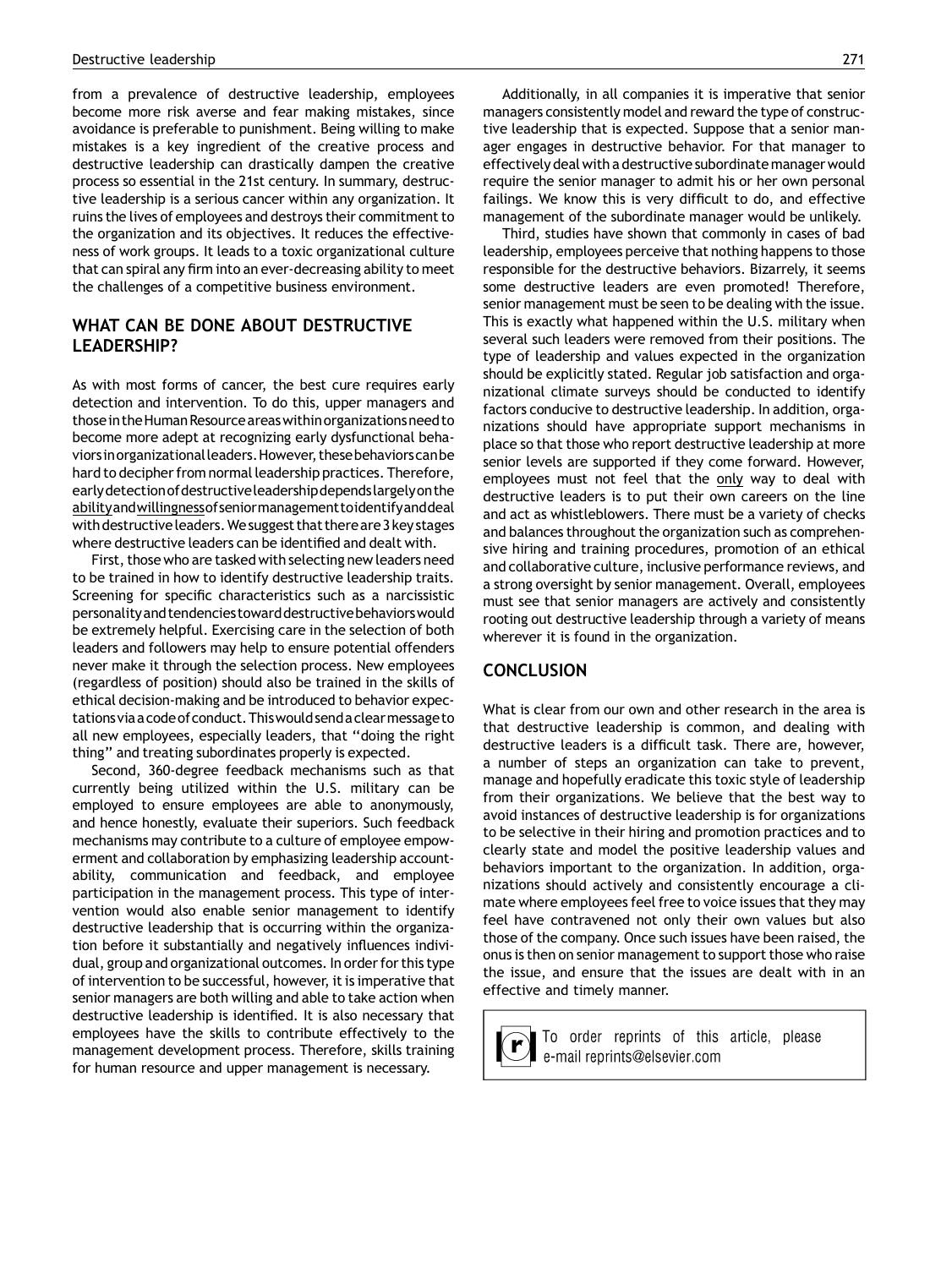from a prevalence of destructive leadership, employees become more risk averse and fear making mistakes, since avoidance is preferable to punishment. Being willing to make mistakes is a key ingredient of the creative process and destructive leadership can drastically dampen the creative process so essential in the 21st century. In summary, destructive leadership is a serious cancer within any organization. It ruins the lives of employees and destroys their commitment to the organization and its objectives. It reduces the effectiveness of work groups. It leads to a toxic organizational culture that can spiral any firm into an ever-decreasing ability to meet the challenges of a competitive business environment.

## WHAT CAN BE DONE ABOUT DESTRUCTIVE LEADERSHIP?

As with most forms of cancer, the best cure requires early detection and intervention. To do this, upper managers and those in the Human Resource areas within organizations need to become more adept at recognizing early dysfunctional behaviors in organizational leaders. However, these behaviors can be hard to decipher from normal leadership practices. Therefore, early detection of destructive leadership depends largely on the <u>ability</u> and <u>willingness</u> of senior management to identify and deal with destructive leaders. We suggest that there are 3 key stages where destructive leaders can be identified and dealt with.

First, those who are tasked with selecting new leaders need to be trained in how to identify destructive leadership traits. Screening for specific characteristics such as a narcissistic personality and tendencies toward destructive behaviors would be extremely helpful. Exercising care in the selection of both leaders and followers may help to ensure potential offenders never make it through the selection process. New employees (regardless of position) should also be trained in the skills of ethical decision-making and be introduced to behavior expectations via a code of conduct. This would send a clear message to all new employees, especially leaders, that "doing the right thing" and treating subordinates properly is expected.

Second, 360-degree feedback mechanisms such as that currently being utilized within the U.S. military can be employed to ensure employees are able to anonymously, and hence honestly, evaluate their superiors. Such feedback mechanisms may contribute to a culture of employee empowerment and collaboration by emphasizing leadership accountability, communication and feedback, and employee participation in the management process. This type of intervention would also enable senior management to identify destructive leadership that is occurring within the organization before it substantially and negatively influences individual, group and organizational outcomes. In order for this type of intervention to be successful, however, it is imperative that senior managers are both willing and able to take action when destructive leadership is identified. It is also necessary that employees have the skills to contribute effectively to the management development process. Therefore, skills training for human resource and upper management is necessary.

Additionally, in all companies it is imperative that senior managers consistently model and reward the type of constructive leadership that is expected. Suppose that a senior manager engages in destructive behavior. For that manager to effectively deal with a destructive subordinate manager would require the senior manager to admit his or her own personal failings. We know this is very difficult to do, and effective management of the subordinate manager would be unlikely.

Third, studies have shown that commonly in cases of bad leadership, employees perceive that nothing happens to those responsible for the destructive behaviors. Bizarrely, it seems some destructive leaders are even promoted! Therefore, senior management must be seen to be dealing with the issue. This is exactly what happened within the U.S. military when several such leaders were removed from their positions. The type of leadership and values expected in the organization should be explicitly stated. Regular job satisfaction and organizational climate surveys should be conducted to identify factors conducive to destructive leadership. In addition, organizations should have appropriate support mechanisms in place so that those who report destructive leadership at more senior levels are supported if they come forward. However, employees must not feel that the <u>only</u> way to deal with destructive leaders is to put their own careers on the line and act as whistleblowers. There must be a variety of checks and balances throughout the organization such as comprehensive hiring and training procedures, promotion of an ethical and collaborative culture, inclusive performance reviews, and a strong oversight by senior management. Overall, employees must see that senior managers are actively and consistently rooting out destructive leadership through a variety of means wherever it is found in the organization.

## CONCLUSION

What is clear from our own and other research in the area is that destructive leadership is common, and dealing with destructive leaders is a difficult task. There are, however, a number of steps an organization can take to prevent, manage and hopefully eradicate this toxic style of leadership from their organizations. We believe that the best way to avoid instances of destructive leadership is for organizations to be selective in their hiring and promotion practices and to clearly state and model the positive leadership values and behaviors important to the organization. In addition, organizations should actively and consistently encourage a climate where employees feel free to voice issues that they may feel have contravened not only their own values but also those of the company. Once such issues have been raised, the onus is then on senior management to support those who raise the issue, and ensure that the issues are dealt with in an effective and timely manner.

To order reprints of this article, please e-mail reprints@elsevier.com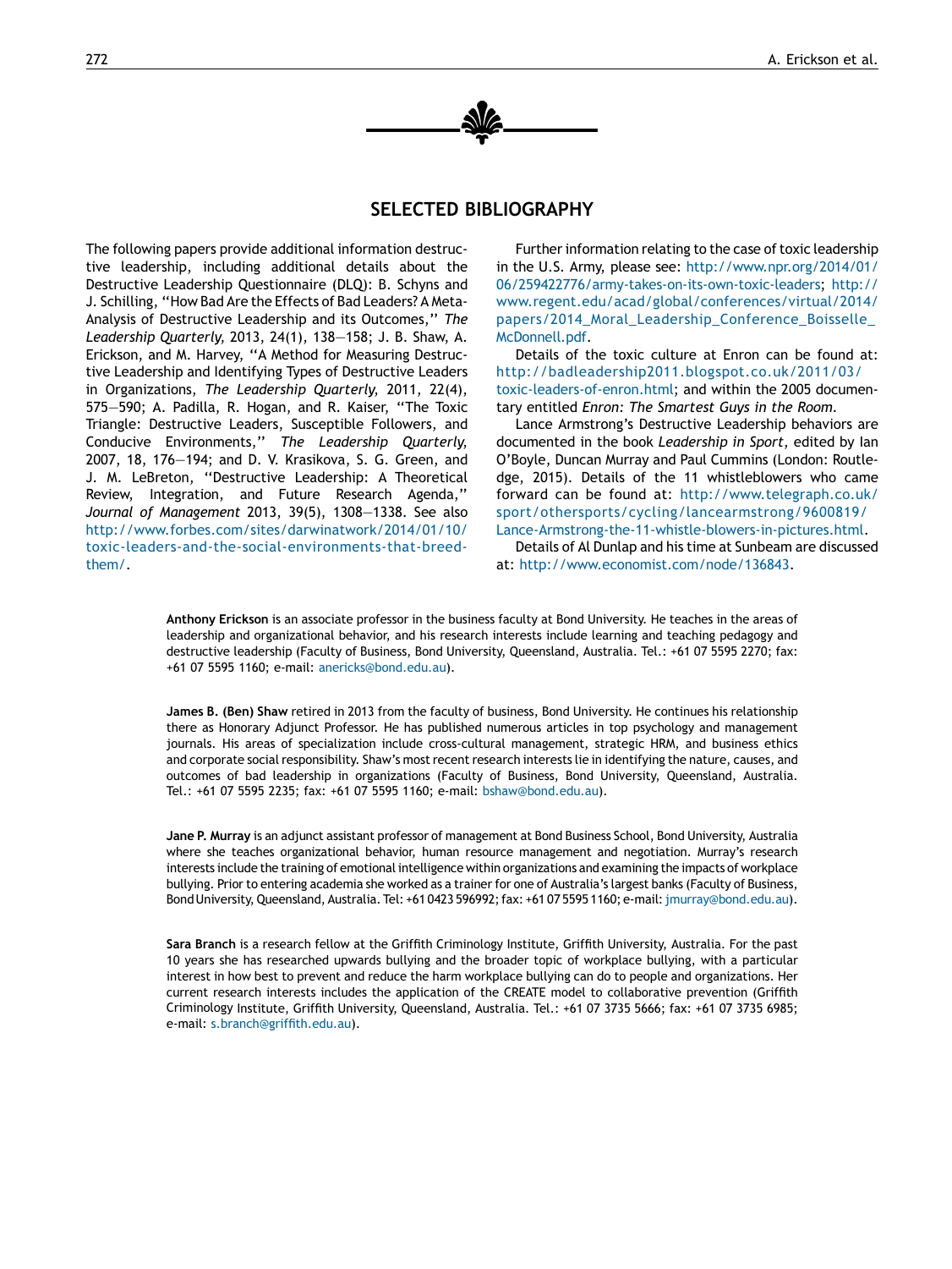## SELECTED BIBLIOGRAPHY

The following papers provide additional information destructive leadership, including additional details about the Destructive Leadership Questionnaire (DLQ): B. Schyns and J. Schilling, "How Bad Are the Effects of Bad Leaders? A Meta-Analysis of Destructive Leadership and its Outcomes," *The Leadership Quarterly*, 2013, 24(1), 138–158; J. B. Shaw, A. Erickson, and M. Harvey, "A Method for Measuring Destructive Leadership and Identifying Types of Destructive Leaders in Organizations, *The Leadership Quarterly*, 2011, 22(4), 575–590; A. Padilla, R. Hogan, and R. Kaiser, "The Toxic Triangle: Destructive Leaders, Susceptible Followers, and Conducive Environments," *The Leadership Quarterly*, 2007, 18, 176–194; and D. V. Krasikova, S. G. Green, and J. M. LeBreton, "Destructive Leadership: A Theoretical Review, Integration, and Future Research Agenda," *Journal of Management* 2013, 39(5), 1308–1338. See also http://www.forbes.com/sites/darwinatwork/2014/01/10/toxic-leaders-and-the-social-environments-that-breed-them/.

Further information relating to the case of toxic leadership in the U.S. Army, please see: http://www.npr.org/2014/01/06/259422776/army-takes-on-its-own-toxic-leaders; http://www.regent.edu/acad/global/conferences/virtual/2014/papers/2014_Moral_Leadership_Conference_Boisselle_McDonnell.pdf.

Details of the toxic culture at Enron can be found at: http://badleadership2011.blogspot.co.uk/2011/03/toxic-leaders-of-enron.html; and within the 2005 documentary entitled *Enron: The Smartest Guys in the Room*.

Lance Armstrong's Destructive Leadership behaviors are documented in the book *Leadership in Sport*, edited by Ian O'Boyle, Duncan Murray and Paul Cummins (London: Routledge, 2015). Details of the 11 whistleblowers who came forward can be found at: http://www.telegraph.co.uk/sport/othersports/cycling/lancearmstrong/9600819/Lance-Armstrong-the-11-whistle-blowers-in-pictures.html.

Details of Al Dunlap and his time at Sunbeam are discussed at: http://www.economist.com/node/136843.

**Anthony Erickson** is an associate professor in the business faculty at Bond University. He teaches in the areas of leadership and organizational behavior, and his research interests include learning and teaching pedagogy and destructive leadership (Faculty of Business, Bond University, Queensland, Australia. Tel.: +61 07 5595 2270; fax: +61 07 5595 1160; e-mail: anericks@bond.edu.au).

**James B. (Ben) Shaw** retired in 2013 from the faculty of business, Bond University. He continues his relationship there as Honorary Adjunct Professor. He has published numerous articles in top psychology and management journals. His areas of specialization include cross-cultural management, strategic HRM, and business ethics and corporate social responsibility. Shaw's most recent research interests lie in identifying the nature, causes, and outcomes of bad leadership in organizations (Faculty of Business, Bond University, Queensland, Australia. Tel.: +61 07 5595 2235; fax: +61 07 5595 1160; e-mail: bshaw@bond.edu.au).

**Jane P. Murray** is an adjunct assistant professor of management at Bond Business School, Bond University, Australia where she teaches organizational behavior, human resource management and negotiation. Murray's research interests include the training of emotional intelligence within organizations and examining the impacts of workplace bullying. Prior to entering academia she worked as a trainer for one of Australia's largest banks (Faculty of Business, Bond University, Queensland, Australia. Tel: +61 0423 596992; fax: +61 07 5595 1160; e-mail: jmurray@bond.edu.au).

**Sara Branch** is a research fellow at the Griffith Criminology Institute, Griffith University, Australia. For the past 10 years she has researched upwards bullying and the broader topic of workplace bullying, with a particular interest in how best to prevent and reduce the harm workplace bullying can do to people and organizations. Her current research interests includes the application of the CREATE model to collaborative prevention (Griffith Criminology Institute, Griffith University, Queensland, Australia. Tel.: +61 07 3735 5666; fax: +61 07 3735 6985; e-mail: s.branch@griffith.edu.au).